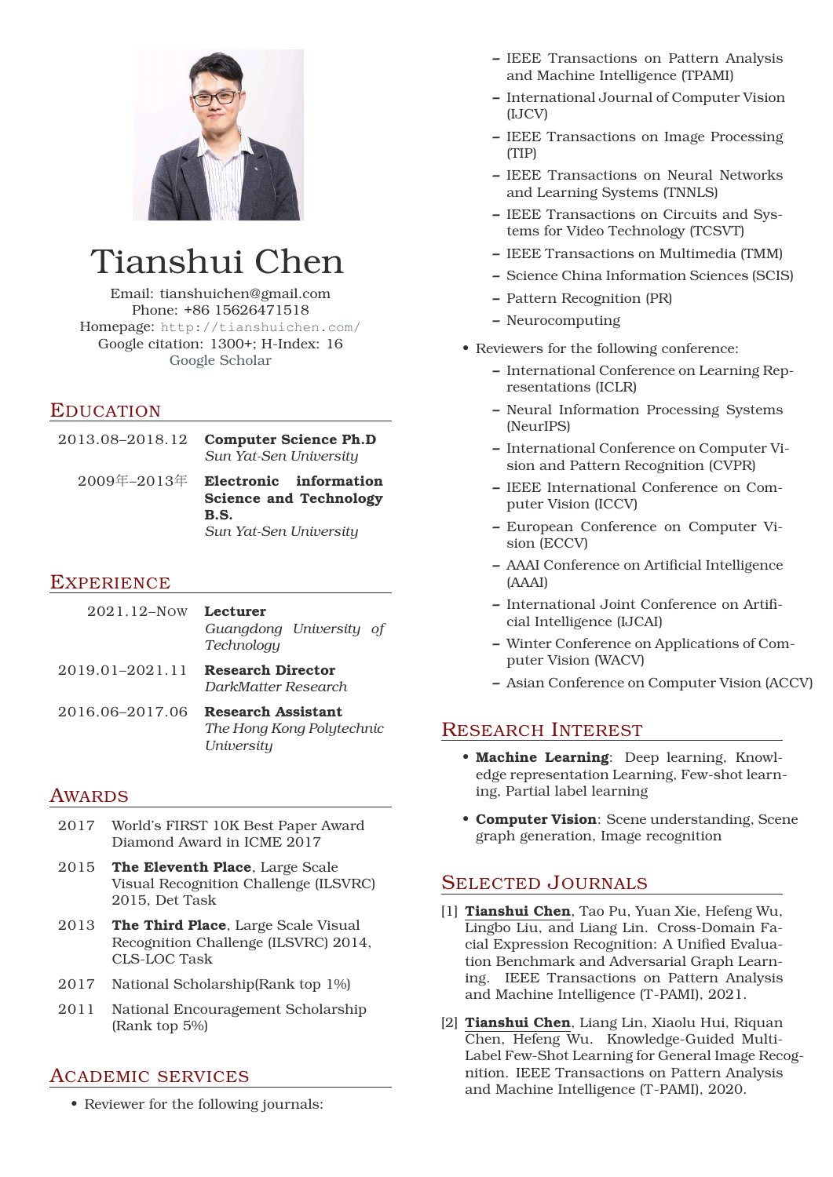# Tianshui Chen

Email: tianshuichen@gmail.com
Phone: +86 15626471518
Homepage: http://tianshuichen.com/
Google citation: 1300+; H-Index: 16
Google Scholar

## Education

2013.08–2018.12 **Computer Science Ph.D**
*Sun Yat-Sen University*

2009年–2013年 **Electronic information Science and Technology B.S.**
*Sun Yat-Sen University*

## Experience

2021.12–Now **Lecturer**
*Guangdong University of Technology*

2019.01–2021.11 **Research Director**
*DarkMatter Research*

2016.06–2017.06 **Research Assistant**
*The Hong Kong Polytechnic University*

## Awards

2017 World's FIRST 10K Best Paper Award Diamond Award in ICME 2017

2015 **The Eleventh Place**, Large Scale Visual Recognition Challenge (ILSVRC) 2015, Det Task

2013 **The Third Place**, Large Scale Visual Recognition Challenge (ILSVRC) 2014, CLS-LOC Task

2017 National Scholarship(Rank top 1%)

2011 National Encouragement Scholarship (Rank top 5%)

## Academic services

- Reviewer for the following journals:
  - IEEE Transactions on Pattern Analysis and Machine Intelligence (TPAMI)
  - International Journal of Computer Vision (IJCV)
  - IEEE Transactions on Image Processing (TIP)
  - IEEE Transactions on Neural Networks and Learning Systems (TNNLS)
  - IEEE Transactions on Circuits and Systems for Video Technology (TCSVT)
  - IEEE Transactions on Multimedia (TMM)
  - Science China Information Sciences (SCIS)
  - Pattern Recognition (PR)
  - Neurocomputing
- Reviewers for the following conference:
  - International Conference on Learning Representations (ICLR)
  - Neural Information Processing Systems (NeurIPS)
  - International Conference on Computer Vision and Pattern Recognition (CVPR)
  - IEEE International Conference on Computer Vision (ICCV)
  - European Conference on Computer Vision (ECCV)
  - AAAI Conference on Artificial Intelligence (AAAI)
  - International Joint Conference on Artificial Intelligence (IJCAI)
  - Winter Conference on Applications of Computer Vision (WACV)
  - Asian Conference on Computer Vision (ACCV)

## Research Interest

- **Machine Learning**: Deep learning, Knowledge representation Learning, Few-shot learning, Partial label learning
- **Computer Vision**: Scene understanding, Scene graph generation, Image recognition

## Selected Journals

[1] **Tianshui Chen**, Tao Pu, Yuan Xie, Hefeng Wu, Lingbo Liu, and Liang Lin. Cross-Domain Facial Expression Recognition: A Unified Evaluation Benchmark and Adversarial Graph Learning. IEEE Transactions on Pattern Analysis and Machine Intelligence (T-PAMI), 2021.

[2] **Tianshui Chen**, Liang Lin, Xiaolu Hui, Riquan Chen, Hefeng Wu. Knowledge-Guided Multi-Label Few-Shot Learning for General Image Recognition. IEEE Transactions on Pattern Analysis and Machine Intelligence (T-PAMI), 2020.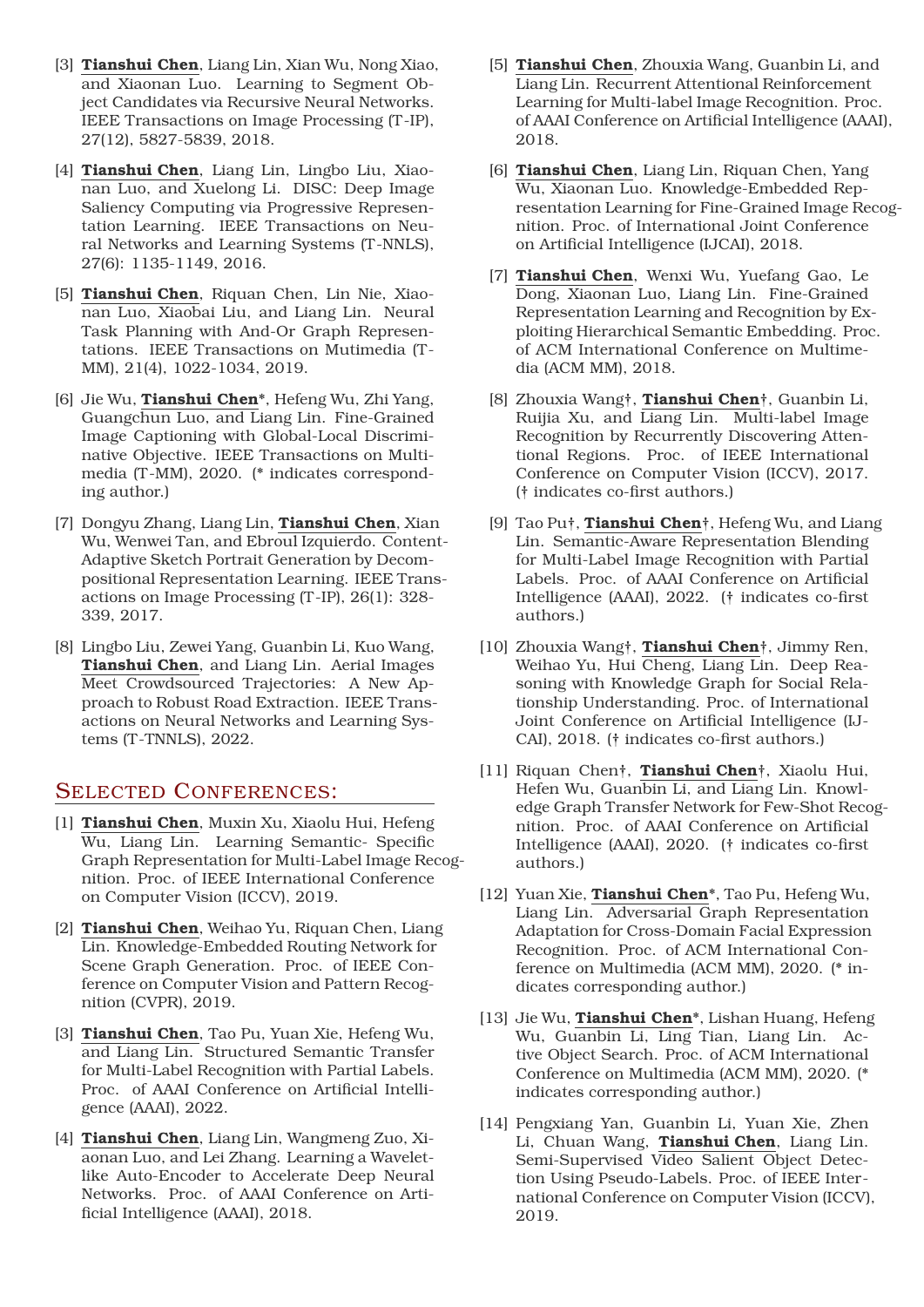[3] **Tianshui Chen**, Liang Lin, Xian Wu, Nong Xiao, and Xiaonan Luo. Learning to Segment Object Candidates via Recursive Neural Networks. IEEE Transactions on Image Processing (T-IP), 27(12), 5827-5839, 2018.

[4] **Tianshui Chen**, Liang Lin, Lingbo Liu, Xiaonan Luo, and Xuelong Li. DISC: Deep Image Saliency Computing via Progressive Representation Learning. IEEE Transactions on Neural Networks and Learning Systems (T-NNLS), 27(6): 1135-1149, 2016.

[5] **Tianshui Chen**, Riquan Chen, Lin Nie, Xiaonan Luo, Xiaobai Liu, and Liang Lin. Neural Task Planning with And-Or Graph Representations. IEEE Transactions on Mutimedia (T-MM), 21(4), 1022-1034, 2019.

[6] Jie Wu, **Tianshui Chen***, Hefeng Wu, Zhi Yang, Guangchun Luo, and Liang Lin. Fine-Grained Image Captioning with Global-Local Discriminative Objective. IEEE Transactions on Multimedia (T-MM), 2020. (* indicates corresponding author.)

[7] Dongyu Zhang, Liang Lin, **Tianshui Chen**, Xian Wu, Wenwei Tan, and Ebroul Izquierdo. Content-Adaptive Sketch Portrait Generation by Decompositional Representation Learning. IEEE Transactions on Image Processing (T-IP), 26(1): 328-339, 2017.

[8] Lingbo Liu, Zewei Yang, Guanbin Li, Kuo Wang, **Tianshui Chen**, and Liang Lin. Aerial Images Meet Crowdsourced Trajectories: A New Approach to Robust Road Extraction. IEEE Transactions on Neural Networks and Learning Systems (T-TNNLS), 2022.

## Selected Conferences:

[1] **Tianshui Chen**, Muxin Xu, Xiaolu Hui, Hefeng Wu, Liang Lin. Learning Semantic- Specific Graph Representation for Multi-Label Image Recognition. Proc. of IEEE International Conference on Computer Vision (ICCV), 2019.

[2] **Tianshui Chen**, Weihao Yu, Riquan Chen, Liang Lin. Knowledge-Embedded Routing Network for Scene Graph Generation. Proc. of IEEE Conference on Computer Vision and Pattern Recognition (CVPR), 2019.

[3] **Tianshui Chen**, Tao Pu, Yuan Xie, Hefeng Wu, and Liang Lin. Structured Semantic Transfer for Multi-Label Recognition with Partial Labels. Proc. of AAAI Conference on Artificial Intelligence (AAAI), 2022.

[4] **Tianshui Chen**, Liang Lin, Wangmeng Zuo, Xiaonan Luo, and Lei Zhang. Learning a Wavelet-like Auto-Encoder to Accelerate Deep Neural Networks. Proc. of AAAI Conference on Artificial Intelligence (AAAI), 2018.

[5] **Tianshui Chen**, Zhouxia Wang, Guanbin Li, and Liang Lin. Recurrent Attentional Reinforcement Learning for Multi-label Image Recognition. Proc. of AAAI Conference on Artificial Intelligence (AAAI), 2018.

[6] **Tianshui Chen**, Liang Lin, Riquan Chen, Yang Wu, Xiaonan Luo. Knowledge-Embedded Representation Learning for Fine-Grained Image Recognition. Proc. of International Joint Conference on Artificial Intelligence (IJCAI), 2018.

[7] **Tianshui Chen**, Wenxi Wu, Yuefang Gao, Le Dong, Xiaonan Luo, Liang Lin. Fine-Grained Representation Learning and Recognition by Exploiting Hierarchical Semantic Embedding. Proc. of ACM International Conference on Multimedia (ACM MM), 2018.

[8] Zhouxia Wang†, **Tianshui Chen**†, Guanbin Li, Ruijia Xu, and Liang Lin. Multi-label Image Recognition by Recurrently Discovering Attentional Regions. Proc. of IEEE International Conference on Computer Vision (ICCV), 2017. († indicates co-first authors.)

[9] Tao Pu†, **Tianshui Chen**†, Hefeng Wu, and Liang Lin. Semantic-Aware Representation Blending for Multi-Label Image Recognition with Partial Labels. Proc. of AAAI Conference on Artificial Intelligence (AAAI), 2022. († indicates co-first authors.)

[10] Zhouxia Wang†, **Tianshui Chen**†, Jimmy Ren, Weihao Yu, Hui Cheng, Liang Lin. Deep Reasoning with Knowledge Graph for Social Relationship Understanding. Proc. of International Joint Conference on Artificial Intelligence (IJCAI), 2018. († indicates co-first authors.)

[11] Riquan Chen†, **Tianshui Chen**†, Xiaolu Hui, Hefen Wu, Guanbin Li, and Liang Lin. Knowledge Graph Transfer Network for Few-Shot Recognition. Proc. of AAAI Conference on Artificial Intelligence (AAAI), 2020. († indicates co-first authors.)

[12] Yuan Xie, **Tianshui Chen***, Tao Pu, Hefeng Wu, Liang Lin. Adversarial Graph Representation Adaptation for Cross-Domain Facial Expression Recognition. Proc. of ACM International Conference on Multimedia (ACM MM), 2020. (* indicates corresponding author.)

[13] Jie Wu, **Tianshui Chen***, Lishan Huang, Hefeng Wu, Guanbin Li, Ling Tian, Liang Lin. Active Object Search. Proc. of ACM International Conference on Multimedia (ACM MM), 2020. (* indicates corresponding author.)

[14] Pengxiang Yan, Guanbin Li, Yuan Xie, Zhen Li, Chuan Wang, **Tianshui Chen**, Liang Lin. Semi-Supervised Video Salient Object Detection Using Pseudo-Labels. Proc. of IEEE International Conference on Computer Vision (ICCV), 2019.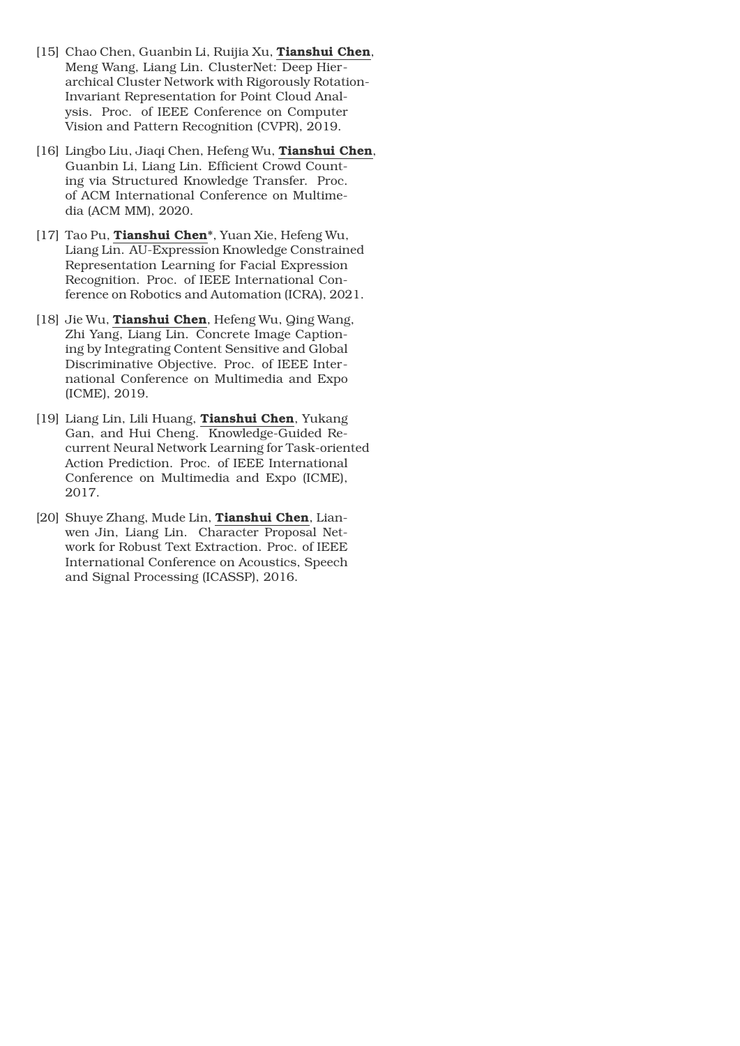[15] Chao Chen, Guanbin Li, Ruijia Xu, **Tianshui Chen**, Meng Wang, Liang Lin. ClusterNet: Deep Hierarchical Cluster Network with Rigorously Rotation-Invariant Representation for Point Cloud Analysis. Proc. of IEEE Conference on Computer Vision and Pattern Recognition (CVPR), 2019.

[16] Lingbo Liu, Jiaqi Chen, Hefeng Wu, **Tianshui Chen**, Guanbin Li, Liang Lin. Efficient Crowd Counting via Structured Knowledge Transfer. Proc. of ACM International Conference on Multimedia (ACM MM), 2020.

[17] Tao Pu, **Tianshui Chen***, Yuan Xie, Hefeng Wu, Liang Lin. AU-Expression Knowledge Constrained Representation Learning for Facial Expression Recognition. Proc. of IEEE International Conference on Robotics and Automation (ICRA), 2021.

[18] Jie Wu, **Tianshui Chen**, Hefeng Wu, Qing Wang, Zhi Yang, Liang Lin. Concrete Image Captioning by Integrating Content Sensitive and Global Discriminative Objective. Proc. of IEEE International Conference on Multimedia and Expo (ICME), 2019.

[19] Liang Lin, Lili Huang, **Tianshui Chen**, Yukang Gan, and Hui Cheng. Knowledge-Guided Recurrent Neural Network Learning for Task-oriented Action Prediction. Proc. of IEEE International Conference on Multimedia and Expo (ICME), 2017.

[20] Shuye Zhang, Mude Lin, **Tianshui Chen**, Lianwen Jin, Liang Lin. Character Proposal Network for Robust Text Extraction. Proc. of IEEE International Conference on Acoustics, Speech and Signal Processing (ICASSP), 2016.